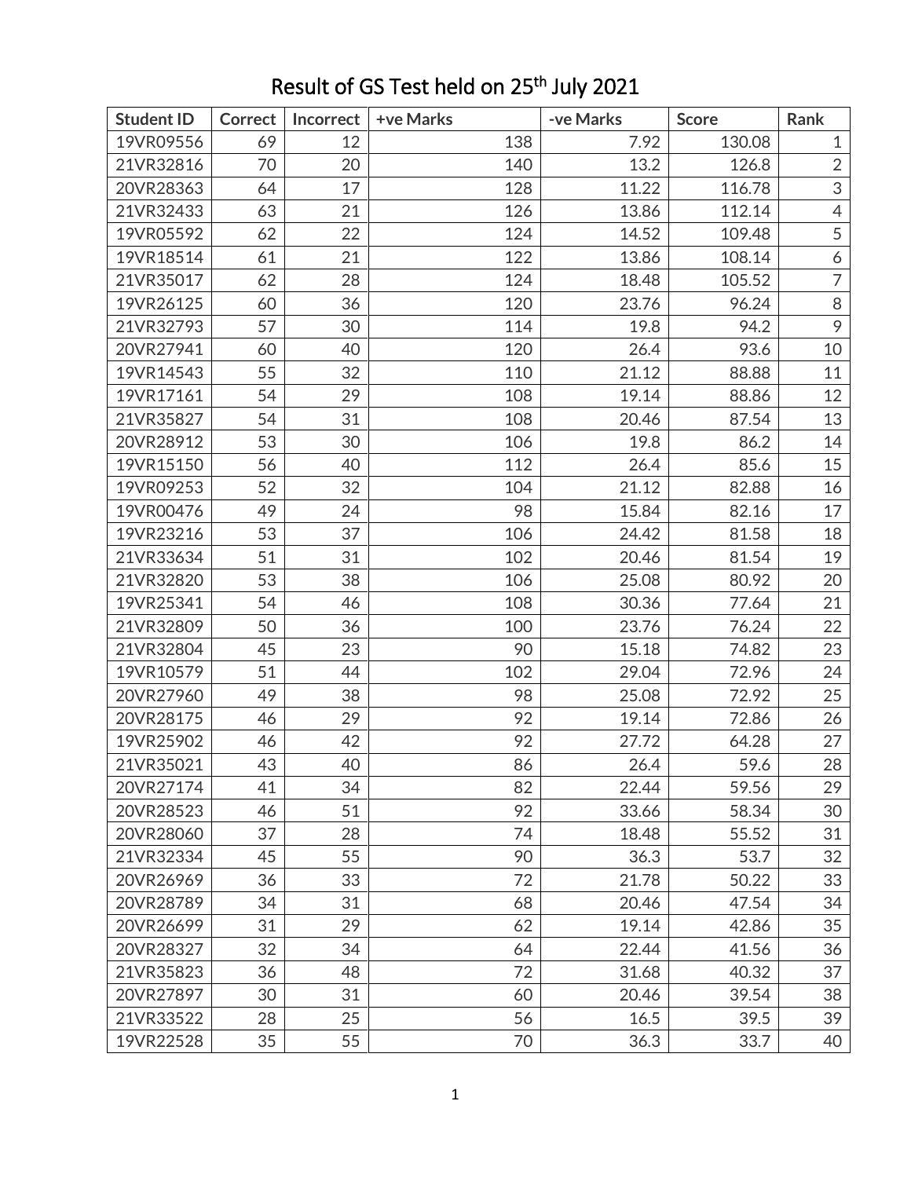# Result of GS Test held on 25th July 2021

| Student ID | Correct | Incorrect | +ve Marks | -ve Marks | Score | Rank |
|---|---|---|---|---|---|---|
| 19VR09556 | 69 | 12 | 138 | 7.92 | 130.08 | 1 |
| 21VR32816 | 70 | 20 | 140 | 13.2 | 126.8 | 2 |
| 20VR28363 | 64 | 17 | 128 | 11.22 | 116.78 | 3 |
| 21VR32433 | 63 | 21 | 126 | 13.86 | 112.14 | 4 |
| 19VR05592 | 62 | 22 | 124 | 14.52 | 109.48 | 5 |
| 19VR18514 | 61 | 21 | 122 | 13.86 | 108.14 | 6 |
| 21VR35017 | 62 | 28 | 124 | 18.48 | 105.52 | 7 |
| 19VR26125 | 60 | 36 | 120 | 23.76 | 96.24 | 8 |
| 21VR32793 | 57 | 30 | 114 | 19.8 | 94.2 | 9 |
| 20VR27941 | 60 | 40 | 120 | 26.4 | 93.6 | 10 |
| 19VR14543 | 55 | 32 | 110 | 21.12 | 88.88 | 11 |
| 19VR17161 | 54 | 29 | 108 | 19.14 | 88.86 | 12 |
| 21VR35827 | 54 | 31 | 108 | 20.46 | 87.54 | 13 |
| 20VR28912 | 53 | 30 | 106 | 19.8 | 86.2 | 14 |
| 19VR15150 | 56 | 40 | 112 | 26.4 | 85.6 | 15 |
| 19VR09253 | 52 | 32 | 104 | 21.12 | 82.88 | 16 |
| 19VR00476 | 49 | 24 | 98 | 15.84 | 82.16 | 17 |
| 19VR23216 | 53 | 37 | 106 | 24.42 | 81.58 | 18 |
| 21VR33634 | 51 | 31 | 102 | 20.46 | 81.54 | 19 |
| 21VR32820 | 53 | 38 | 106 | 25.08 | 80.92 | 20 |
| 19VR25341 | 54 | 46 | 108 | 30.36 | 77.64 | 21 |
| 21VR32809 | 50 | 36 | 100 | 23.76 | 76.24 | 22 |
| 21VR32804 | 45 | 23 | 90 | 15.18 | 74.82 | 23 |
| 19VR10579 | 51 | 44 | 102 | 29.04 | 72.96 | 24 |
| 20VR27960 | 49 | 38 | 98 | 25.08 | 72.92 | 25 |
| 20VR28175 | 46 | 29 | 92 | 19.14 | 72.86 | 26 |
| 19VR25902 | 46 | 42 | 92 | 27.72 | 64.28 | 27 |
| 21VR35021 | 43 | 40 | 86 | 26.4 | 59.6 | 28 |
| 20VR27174 | 41 | 34 | 82 | 22.44 | 59.56 | 29 |
| 20VR28523 | 46 | 51 | 92 | 33.66 | 58.34 | 30 |
| 20VR28060 | 37 | 28 | 74 | 18.48 | 55.52 | 31 |
| 21VR32334 | 45 | 55 | 90 | 36.3 | 53.7 | 32 |
| 20VR26969 | 36 | 33 | 72 | 21.78 | 50.22 | 33 |
| 20VR28789 | 34 | 31 | 68 | 20.46 | 47.54 | 34 |
| 20VR26699 | 31 | 29 | 62 | 19.14 | 42.86 | 35 |
| 20VR28327 | 32 | 34 | 64 | 22.44 | 41.56 | 36 |
| 21VR35823 | 36 | 48 | 72 | 31.68 | 40.32 | 37 |
| 20VR27897 | 30 | 31 | 60 | 20.46 | 39.54 | 38 |
| 21VR33522 | 28 | 25 | 56 | 16.5 | 39.5 | 39 |
| 19VR22528 | 35 | 55 | 70 | 36.3 | 33.7 | 40 |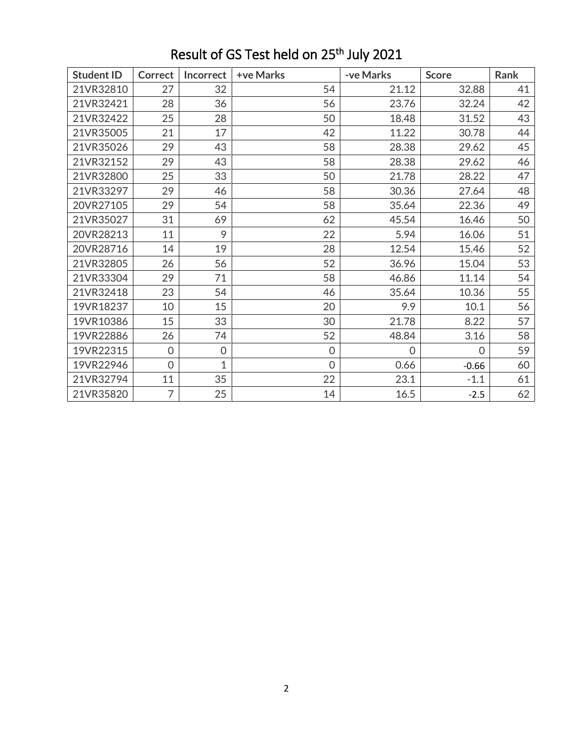# Result of GS Test held on 25th July 2021

| Student ID | Correct | Incorrect | +ve Marks | -ve Marks | Score | Rank |
|---|---|---|---|---|---|---|
| 21VR32810 | 27 | 32 | 54 | 21.12 | 32.88 | 41 |
| 21VR32421 | 28 | 36 | 56 | 23.76 | 32.24 | 42 |
| 21VR32422 | 25 | 28 | 50 | 18.48 | 31.52 | 43 |
| 21VR35005 | 21 | 17 | 42 | 11.22 | 30.78 | 44 |
| 21VR35026 | 29 | 43 | 58 | 28.38 | 29.62 | 45 |
| 21VR32152 | 29 | 43 | 58 | 28.38 | 29.62 | 46 |
| 21VR32800 | 25 | 33 | 50 | 21.78 | 28.22 | 47 |
| 21VR33297 | 29 | 46 | 58 | 30.36 | 27.64 | 48 |
| 20VR27105 | 29 | 54 | 58 | 35.64 | 22.36 | 49 |
| 21VR35027 | 31 | 69 | 62 | 45.54 | 16.46 | 50 |
| 20VR28213 | 11 | 9 | 22 | 5.94 | 16.06 | 51 |
| 20VR28716 | 14 | 19 | 28 | 12.54 | 15.46 | 52 |
| 21VR32805 | 26 | 56 | 52 | 36.96 | 15.04 | 53 |
| 21VR33304 | 29 | 71 | 58 | 46.86 | 11.14 | 54 |
| 21VR32418 | 23 | 54 | 46 | 35.64 | 10.36 | 55 |
| 19VR18237 | 10 | 15 | 20 | 9.9 | 10.1 | 56 |
| 19VR10386 | 15 | 33 | 30 | 21.78 | 8.22 | 57 |
| 19VR22886 | 26 | 74 | 52 | 48.84 | 3.16 | 58 |
| 19VR22315 | 0 | 0 | 0 | 0 | 0 | 59 |
| 19VR22946 | 0 | 1 | 0 | 0.66 | -0.66 | 60 |
| 21VR32794 | 11 | 35 | 22 | 23.1 | -1.1 | 61 |
| 21VR35820 | 7 | 25 | 14 | 16.5 | -2.5 | 62 |